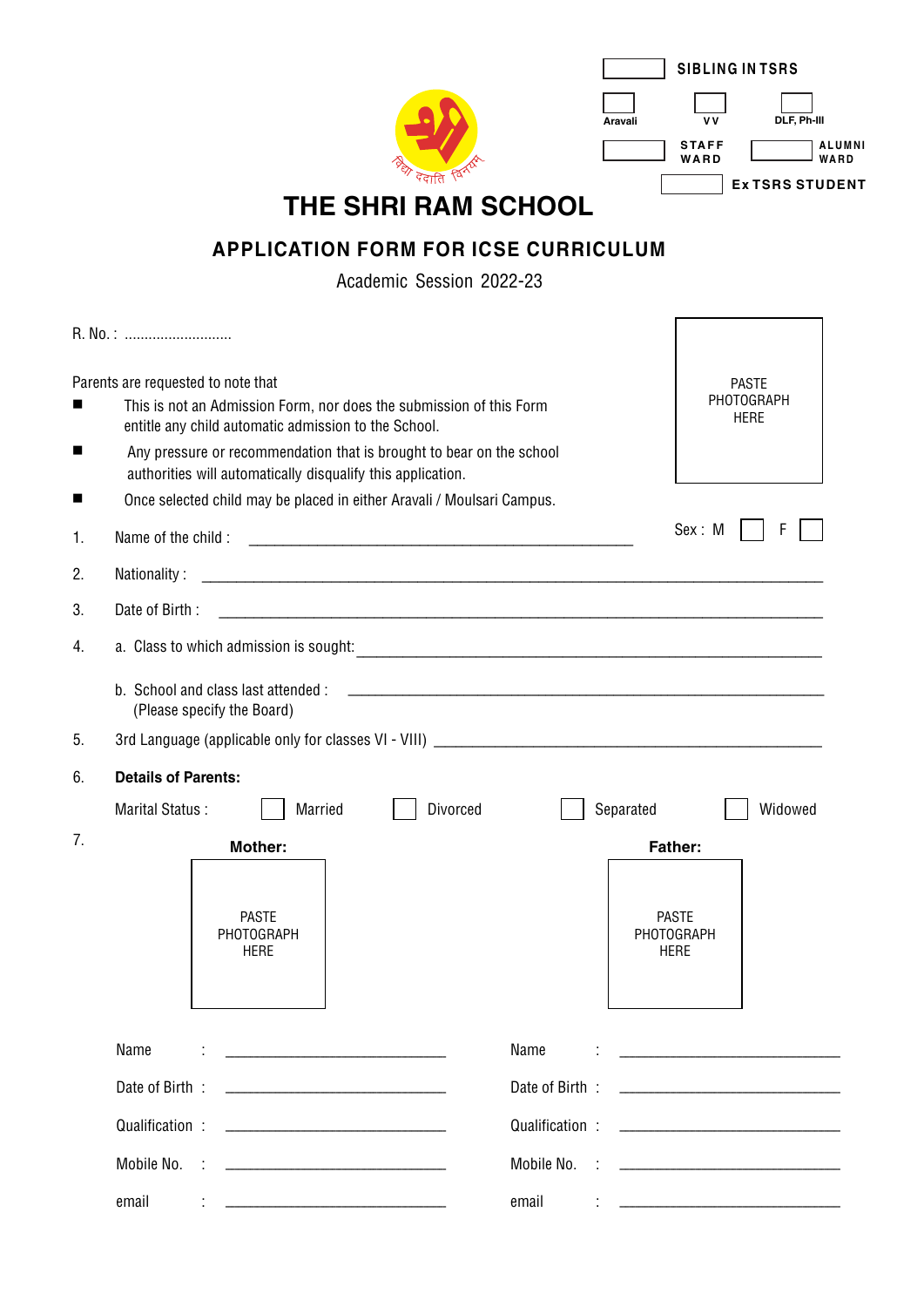SIBLING IN TSRS

Aravali | V V | DLF, Ph-III

STAFF WARD | ALUMNI WARD

Ex TSRS STUDENT

विद्या ददाति विनयम्

# THE SHRI RAM SCHOOL

## APPLICATION FORM FOR ICSE CURRICULUM

Academic Session 2022-23

R. No. : ..........................

PASTE PHOTOGRAPH HERE

Parents are requested to note that

- This is not an Admission Form, nor does the submission of this Form entitle any child automatic admission to the School.
- Any pressure or recommendation that is brought to bear on the school authorities will automatically disqualify this application.
- Once selected child may be placed in either Aravali / Moulsari Campus.

1. Name of the child : ______________________________ Sex : M ☐ F ☐
2. Nationality : ______________________________
3. Date of Birth : ______________________________
4. a. Class to which admission is sought: ______________________________

   b. School and class last attended : ______________________________
   (Please specify the Board)
5. 3rd Language (applicable only for classes VI - VIII) ______________________________
6. **Details of Parents:**

   Marital Status : ☐ Married ☐ Divorced ☐ Separated ☐ Widowed
7. 

| **Mother:** | **Father:** |
|---|---|
| PASTE PHOTOGRAPH HERE | PASTE PHOTOGRAPH HERE |
| Name : ____________ | Name : ____________ |
| Date of Birth : ____________ | Date of Birth : ____________ |
| Qualification : ____________ | Qualification : ____________ |
| Mobile No. : ____________ | Mobile No. : ____________ |
| email : ____________ | email : ____________ |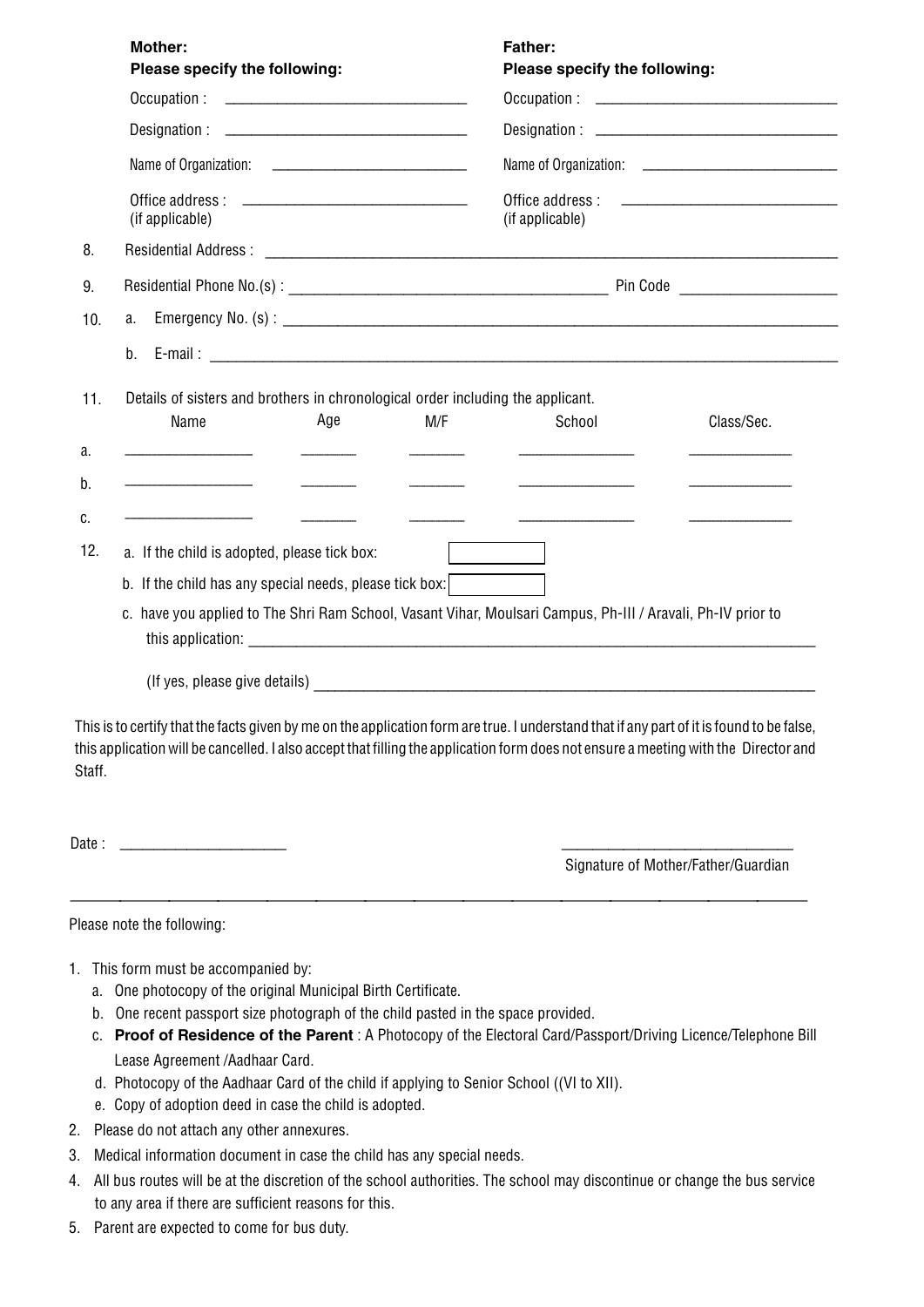**Mother:**
**Please specify the following:**

Occupation : ______________________________

Designation : ______________________________

Name of Organization: ______________________________

Office address : ______________________________
(if applicable)

**Father:**
**Please specify the following:**

Occupation : ______________________________

Designation : ______________________________

Name of Organization: ______________________________

Office address : ______________________________
(if applicable)

8. Residential Address : ______________________________________________________________________

9. Residential Phone No.(s) : ________________________________________ Pin Code ____________________

10. a. Emergency No. (s) : ______________________________________________________________________

    b. E-mail : ______________________________________________________________________

11. Details of sisters and brothers in chronological order including the applicant.

|  | Name | Age | M/F | School | Class/Sec. |
|---|---|---|---|---|---|
| a. | ________________ | _______ | _______ | _______________ | ______________ |
| b. | ________________ | _______ | _______ | _______________ | ______________ |
| c. | ________________ | _______ | _______ | _______________ | ______________ |

12. a. If the child is adopted, please tick box: ☐

    b. If the child has any special needs, please tick box: ☐

    c. have you applied to The Shri Ram School, Vasant Vihar, Moulsari Campus, Ph-III / Aravali, Ph-IV prior to this application: ______________________________________________________________________

    (If yes, please give details) ______________________________________________________________________

This is to certify that the facts given by me on the application form are true. I understand that if any part of it is found to be false, this application will be cancelled. I also accept that filling the application form does not ensure a meeting with the Director and Staff.

Date : ______________________

_____________________________
Signature of Mother/Father/Guardian

---

Please note the following:

1. This form must be accompanied by:
   a. One photocopy of the original Municipal Birth Certificate.
   b. One recent passport size photograph of the child pasted in the space provided.
   c. **Proof of Residence of the Parent** : A Photocopy of the Electoral Card/Passport/Driving Licence/Telephone Bill Lease Agreement /Aadhaar Card.
   d. Photocopy of the Aadhaar Card of the child if applying to Senior School ((VI to XII).
   e. Copy of adoption deed in case the child is adopted.
2. Please do not attach any other annexures.
3. Medical information document in case the child has any special needs.
4. All bus routes will be at the discretion of the school authorities. The school may discontinue or change the bus service to any area if there are sufficient reasons for this.
5. Parent are expected to come for bus duty.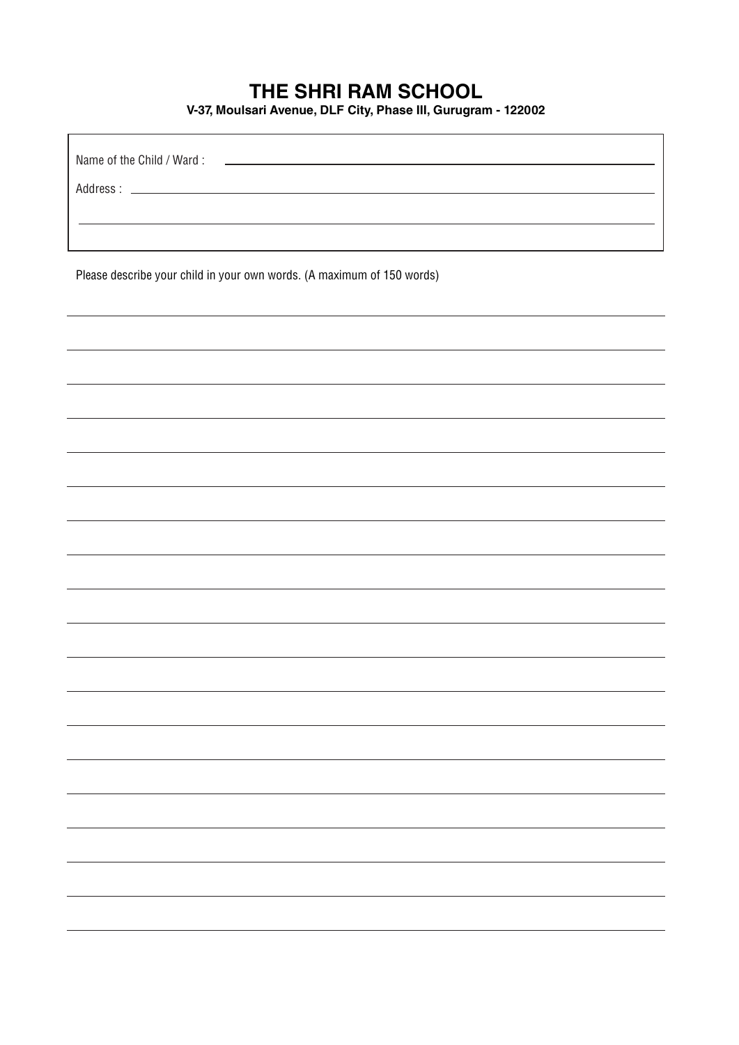# THE SHRI RAM SCHOOL

**V-37, Moulsari Avenue, DLF City, Phase III, Gurugram - 122002**

Name of the Child / Ward : ______________________________

Address : ______________________________

______________________________

Please describe your child in your own words. (A maximum of 150 words)